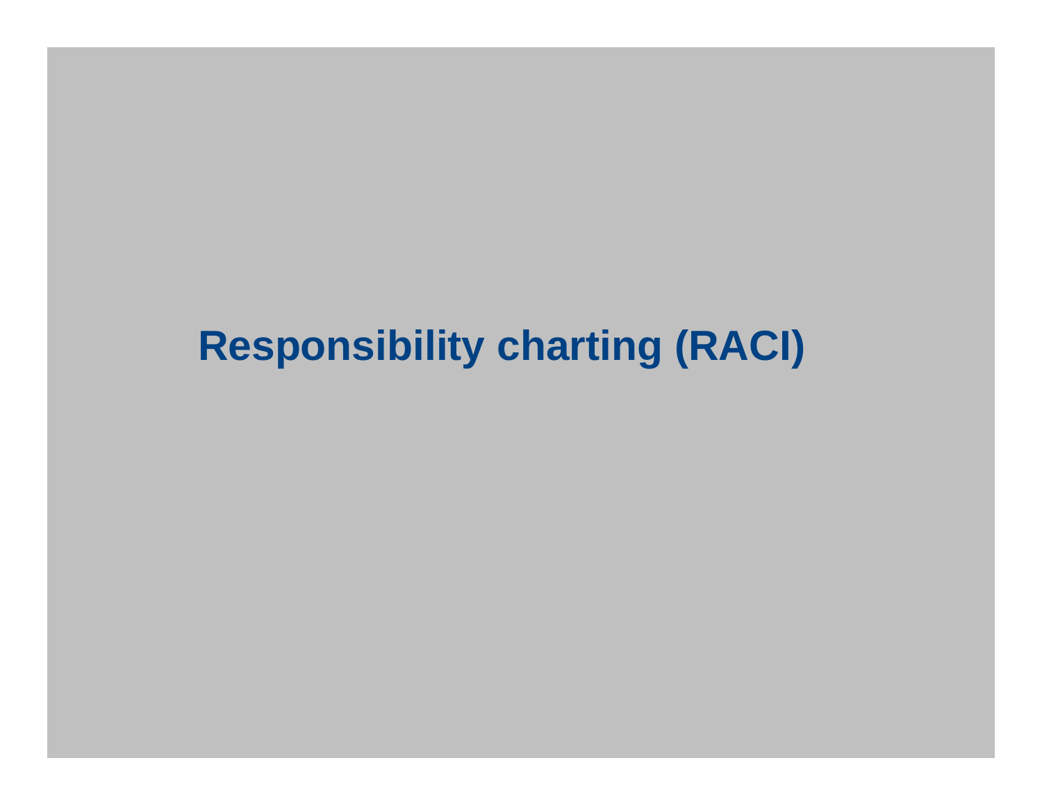# Responsibility charting (RACI)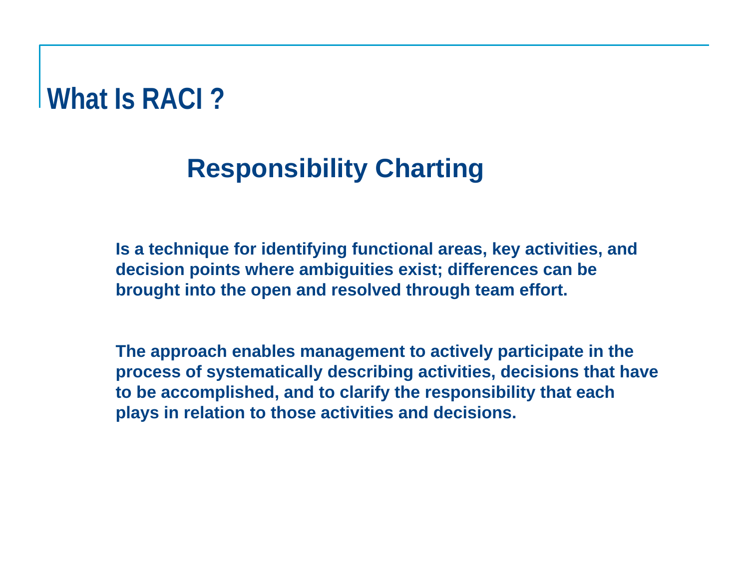# What Is RACI ?

## Responsibility Charting

**Is a technique for identifying functional areas, key activities, and decision points where ambiguities exist; differences can be brought into the open and resolved through team effort.**

**The approach enables management to actively participate in the process of systematically describing activities, decisions that have to be accomplished, and to clarify the responsibility that each plays in relation to those activities and decisions.**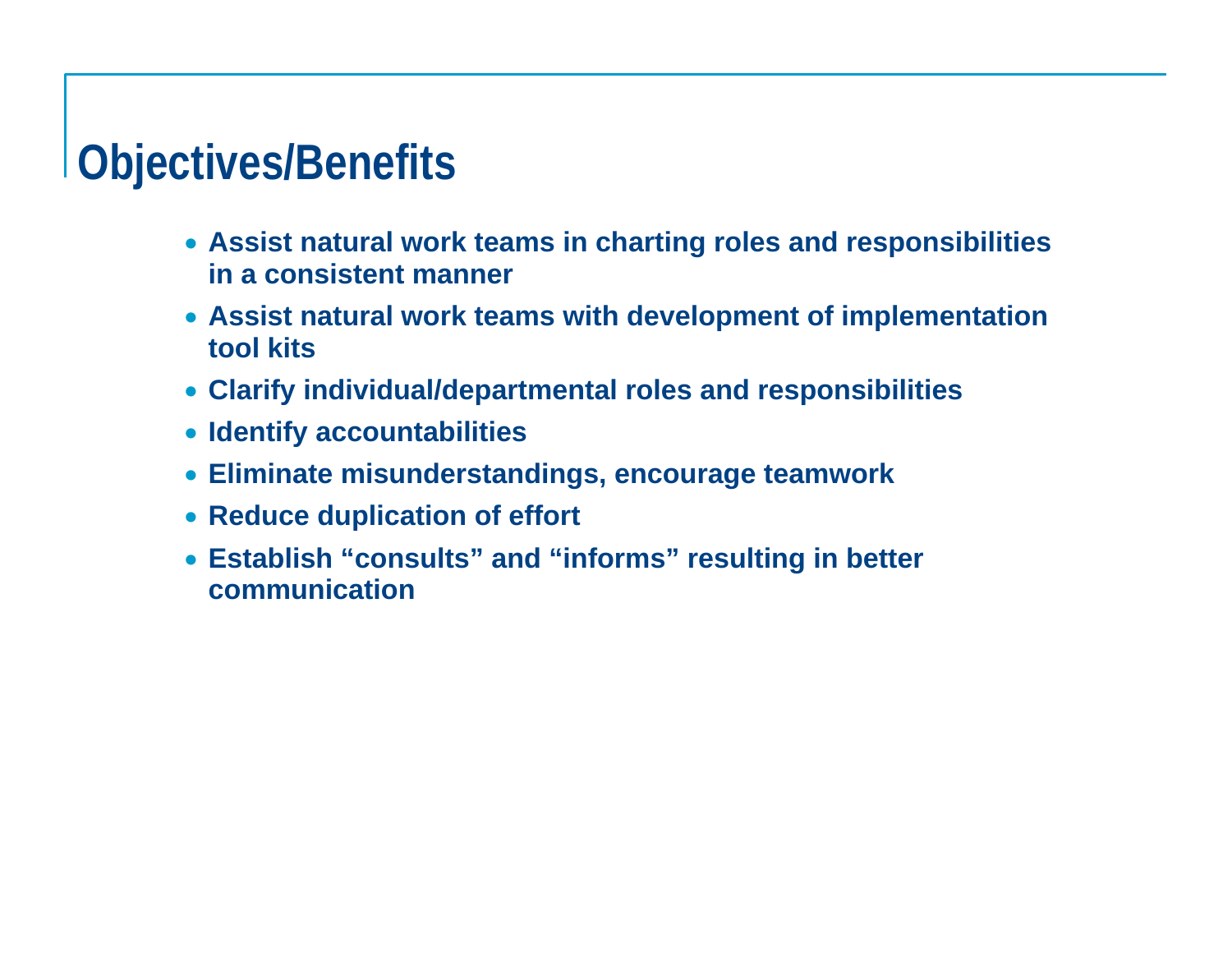# Objectives/Benefits

- **Assist natural work teams in charting roles and responsibilities in a consistent manner**
- **Assist natural work teams with development of implementation tool kits**
- **Clarify individual/departmental roles and responsibilities**
- **Identify accountabilities**
- **Eliminate misunderstandings, encourage teamwork**
- **Reduce duplication of effort**
- **Establish “consults” and “informs” resulting in better communication**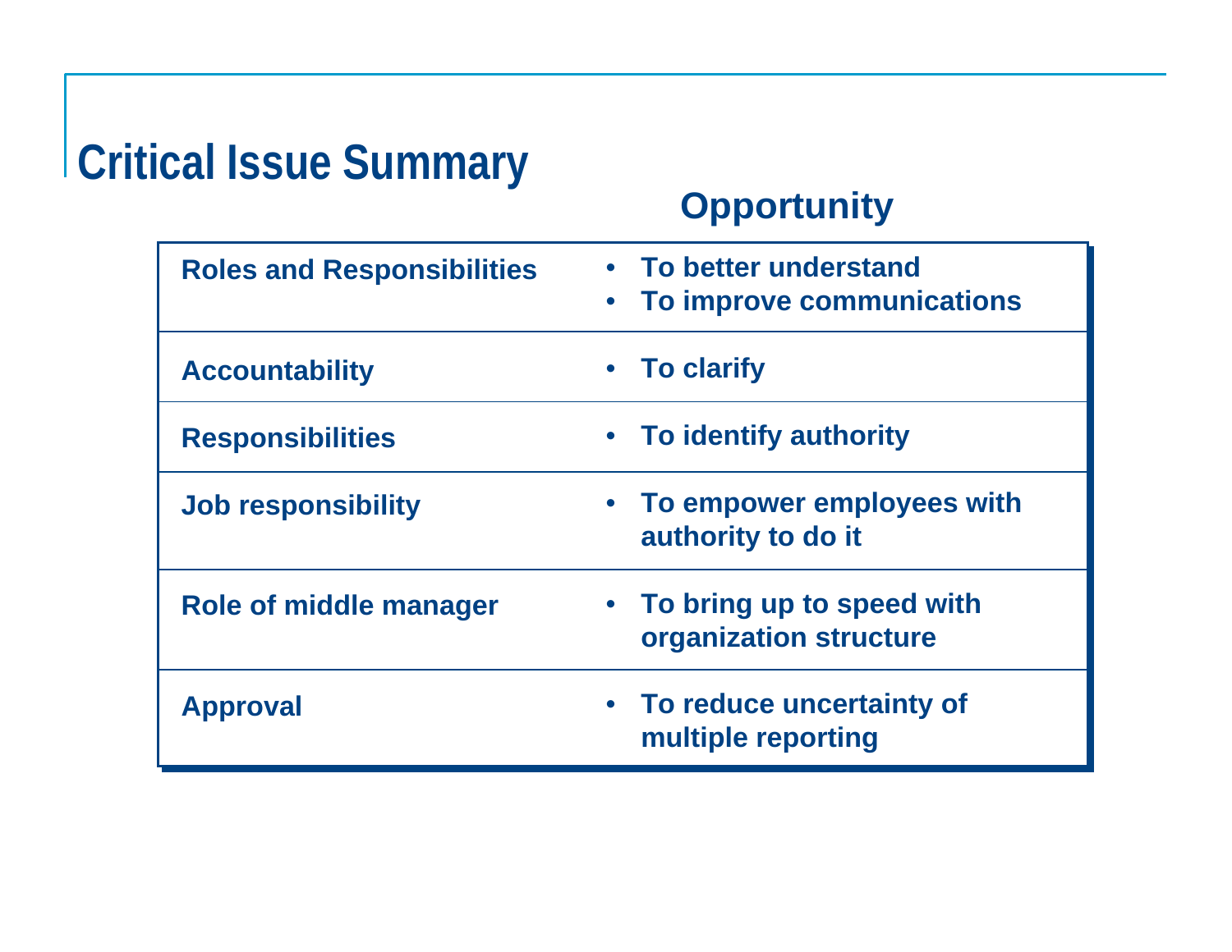# Critical Issue Summary

| | Opportunity |
|---|---|
| Roles and Responsibilities | • To better understand<br>• To improve communications |
| Accountability | • To clarify |
| Responsibilities | • To identify authority |
| Job responsibility | • To empower employees with authority to do it |
| Role of middle manager | • To bring up to speed with organization structure |
| Approval | • To reduce uncertainty of multiple reporting |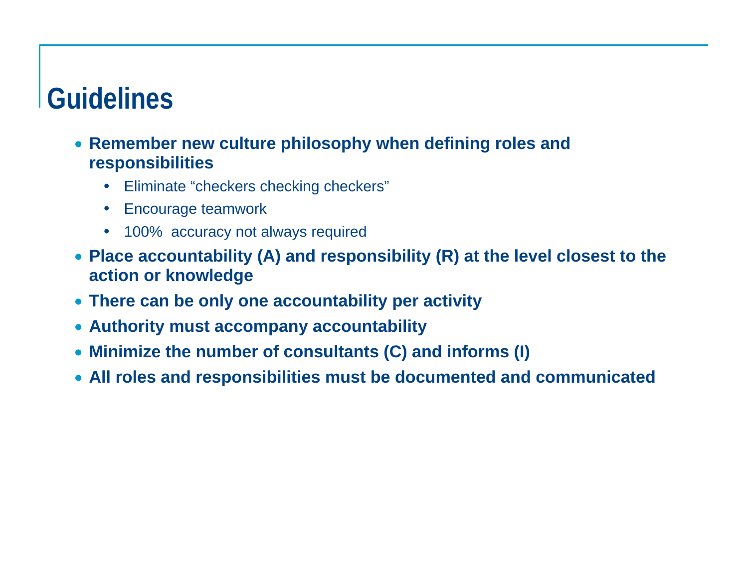# Guidelines

- **Remember new culture philosophy when defining roles and responsibilities**
  - Eliminate “checkers checking checkers”
  - Encourage teamwork
  - 100%  accuracy not always required
- **Place accountability (A) and responsibility (R) at the level closest to the action or knowledge**
- **There can be only one accountability per activity**
- **Authority must accompany accountability**
- **Minimize the number of consultants (C) and informs (I)**
- **All roles and responsibilities must be documented and communicated**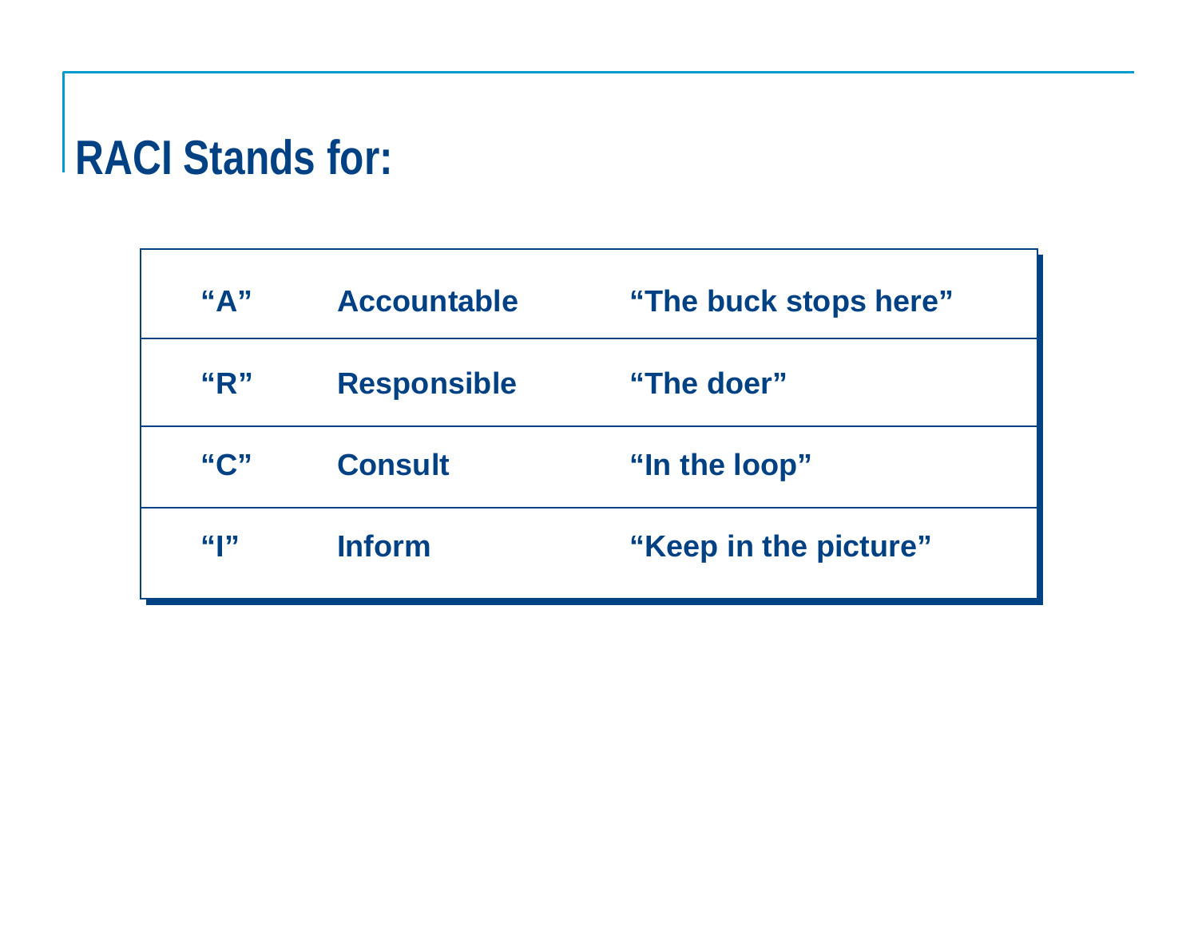# RACI Stands for:

| | | |
|---|---|---|
| **“A”** | **Accountable** | **“The buck stops here”** |
| **“R”** | **Responsible** | **“The doer”** |
| **“C”** | **Consult** | **“In the loop”** |
| **“I”** | **Inform** | **“Keep in the picture”** |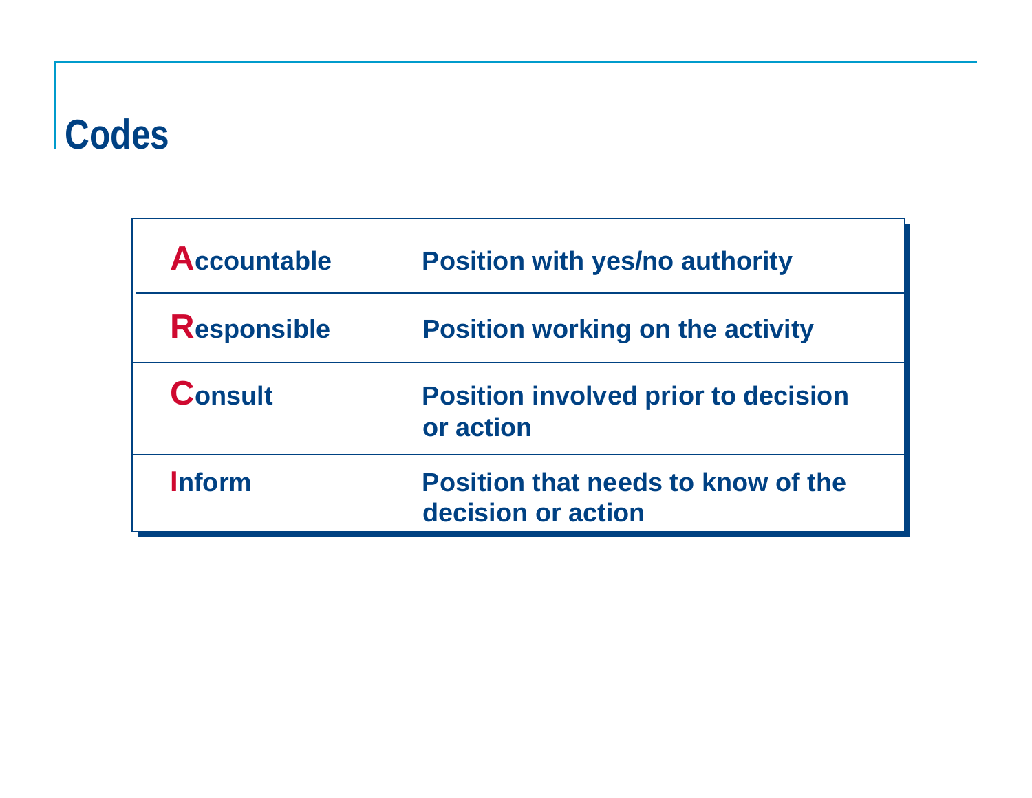# Codes

| | |
|---|---|
| **Accountable** | **Position with yes/no authority** |
| **Responsible** | **Position working on the activity** |
| **Consult** | **Position involved prior to decision or action** |
| **Inform** | **Position that needs to know of the decision or action** |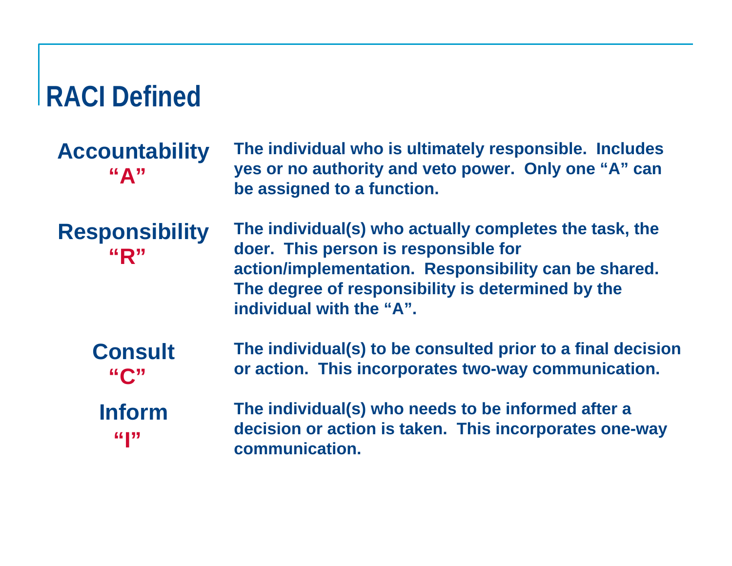# RACI Defined

**Accountability "A"**

**The individual who is ultimately responsible. Includes yes or no authority and veto power. Only one "A" can be assigned to a function.**

**Responsibility "R"**

**The individual(s) who actually completes the task, the doer. This person is responsible for action/implementation. Responsibility can be shared. The degree of responsibility is determined by the individual with the "A".**

**Consult "C"**

**The individual(s) to be consulted prior to a final decision or action. This incorporates two-way communication.**

**Inform "I"**

**The individual(s) who needs to be informed after a decision or action is taken. This incorporates one-way communication.**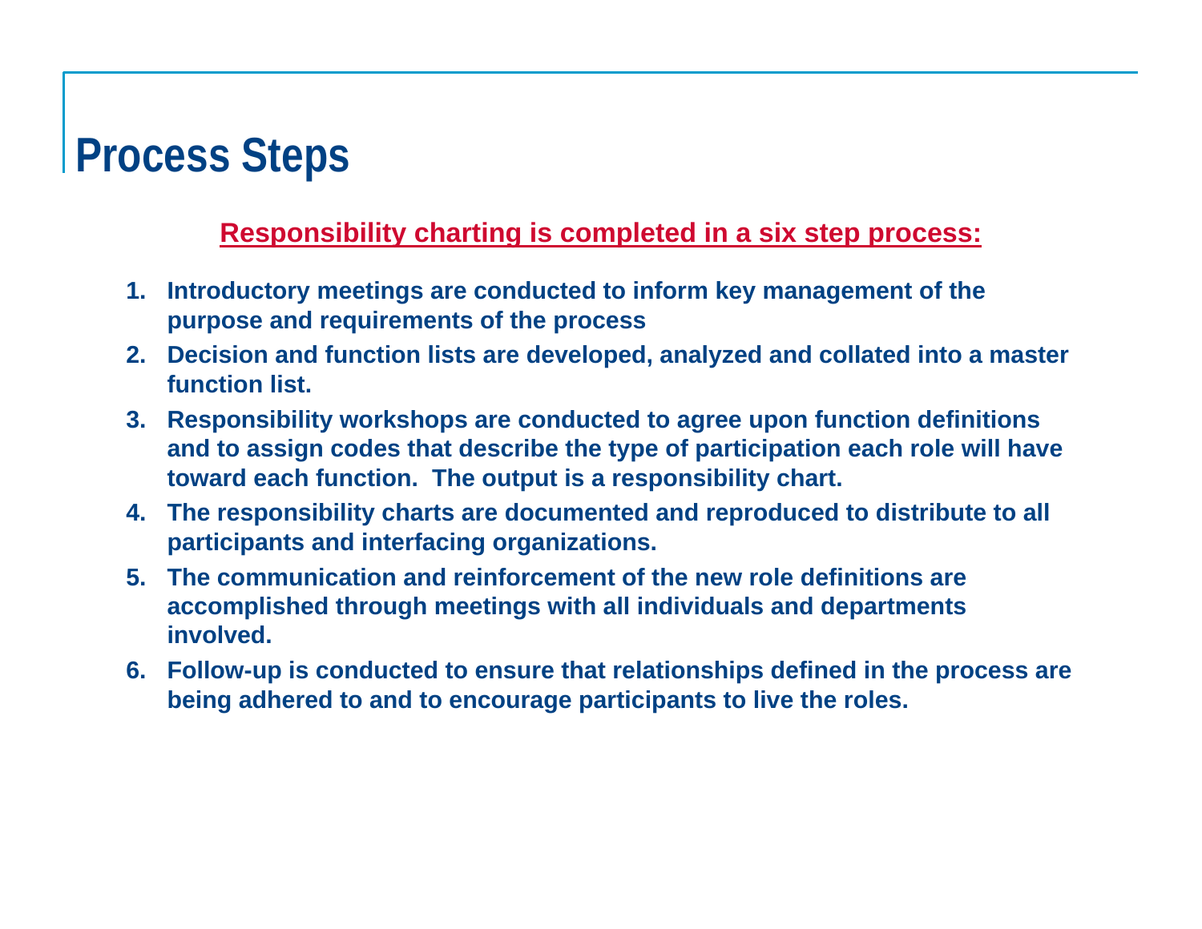# Process Steps

**Responsibility charting is completed in a six step process:**

1. **Introductory meetings are conducted to inform key management of the purpose and requirements of the process**
2. **Decision and function lists are developed, analyzed and collated into a master function list.**
3. **Responsibility workshops are conducted to agree upon function definitions and to assign codes that describe the type of participation each role will have toward each function. The output is a responsibility chart.**
4. **The responsibility charts are documented and reproduced to distribute to all participants and interfacing organizations.**
5. **The communication and reinforcement of the new role definitions are accomplished through meetings with all individuals and departments involved.**
6. **Follow-up is conducted to ensure that relationships defined in the process are being adhered to and to encourage participants to live the roles.**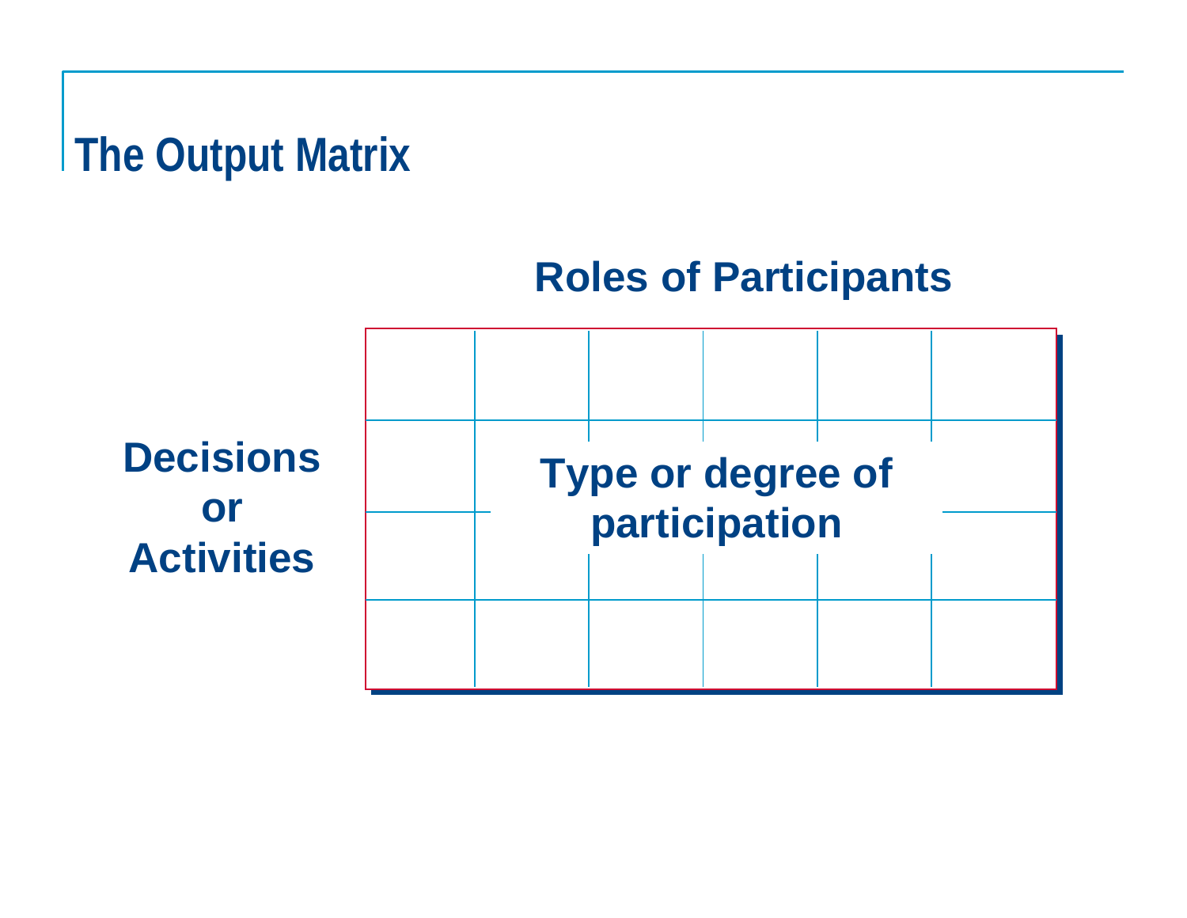# The Output Matrix

**Roles of Participants**

**Decisions or Activities**

**Type or degree of participation**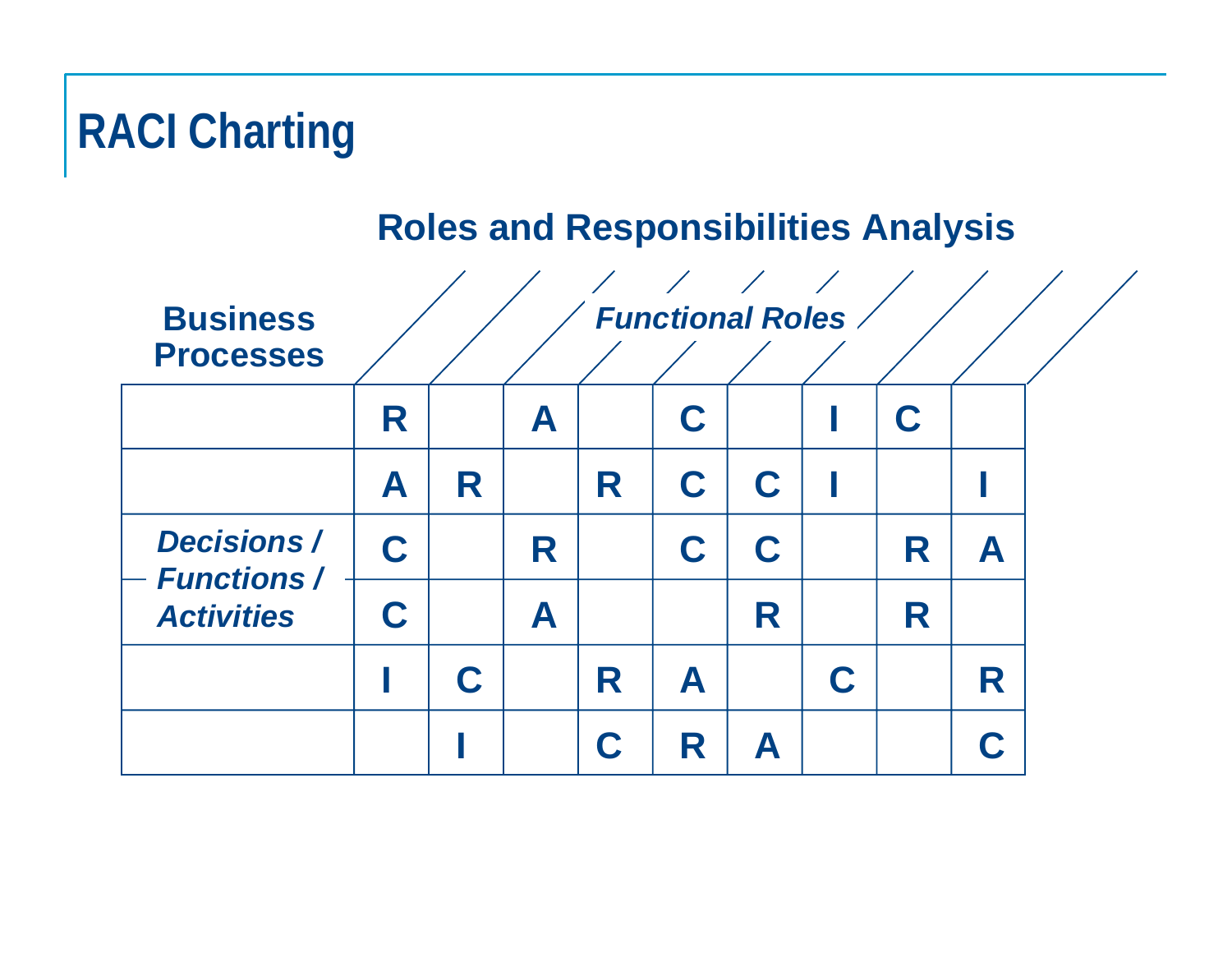# RACI Charting

## Roles and Responsibilities Analysis

| Business Processes | Functional Roles | | | | | | | | |
|---|---|---|---|---|---|---|---|---|---|
| | R | | A | | C | | I | C | |
| | A | R | | R | C | C | I | | I |
| *Decisions / Functions / Activities* | C | | R | | C | C | | R | A |
| | C | | A | | | R | | R | |
| | I | C | | R | A | | C | | R |
| | | I | | C | R | A | | | C |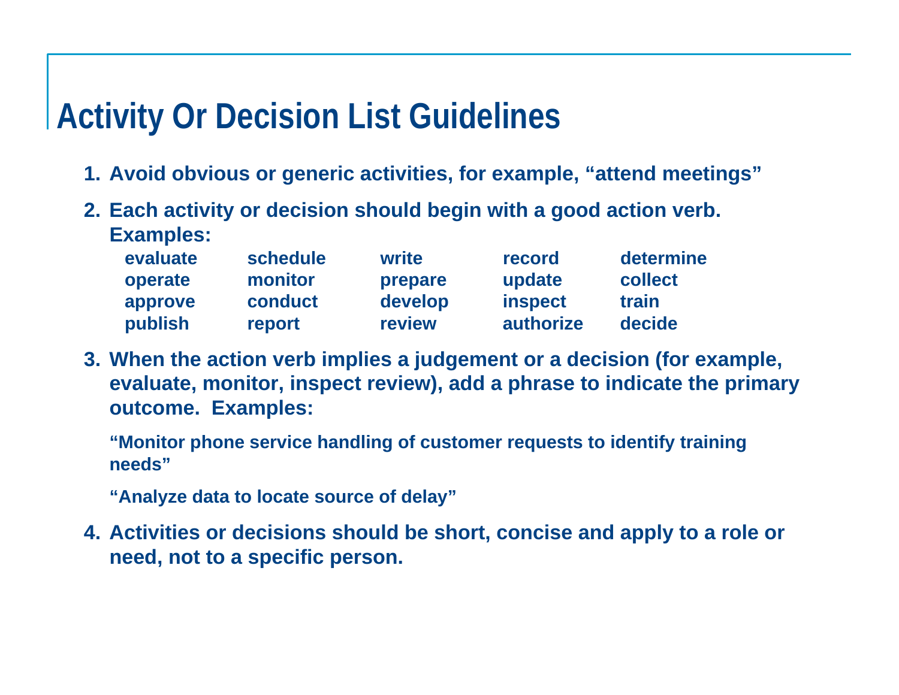# Activity Or Decision List Guidelines

1. **Avoid obvious or generic activities, for example, "attend meetings"**

2. **Each activity or decision should begin with a good action verb. Examples:**

| | | | | |
|---|---|---|---|---|
| evaluate | schedule | write | record | determine |
| operate | monitor | prepare | update | collect |
| approve | conduct | develop | inspect | train |
| publish | report | review | authorize | decide |

3. **When the action verb implies a judgement or a decision (for example, evaluate, monitor, inspect review), add a phrase to indicate the primary outcome. Examples:**

   **"Monitor phone service handling of customer requests to identify training needs"**

   **"Analyze data to locate source of delay"**

4. **Activities or decisions should be short, concise and apply to a role or need, not to a specific person.**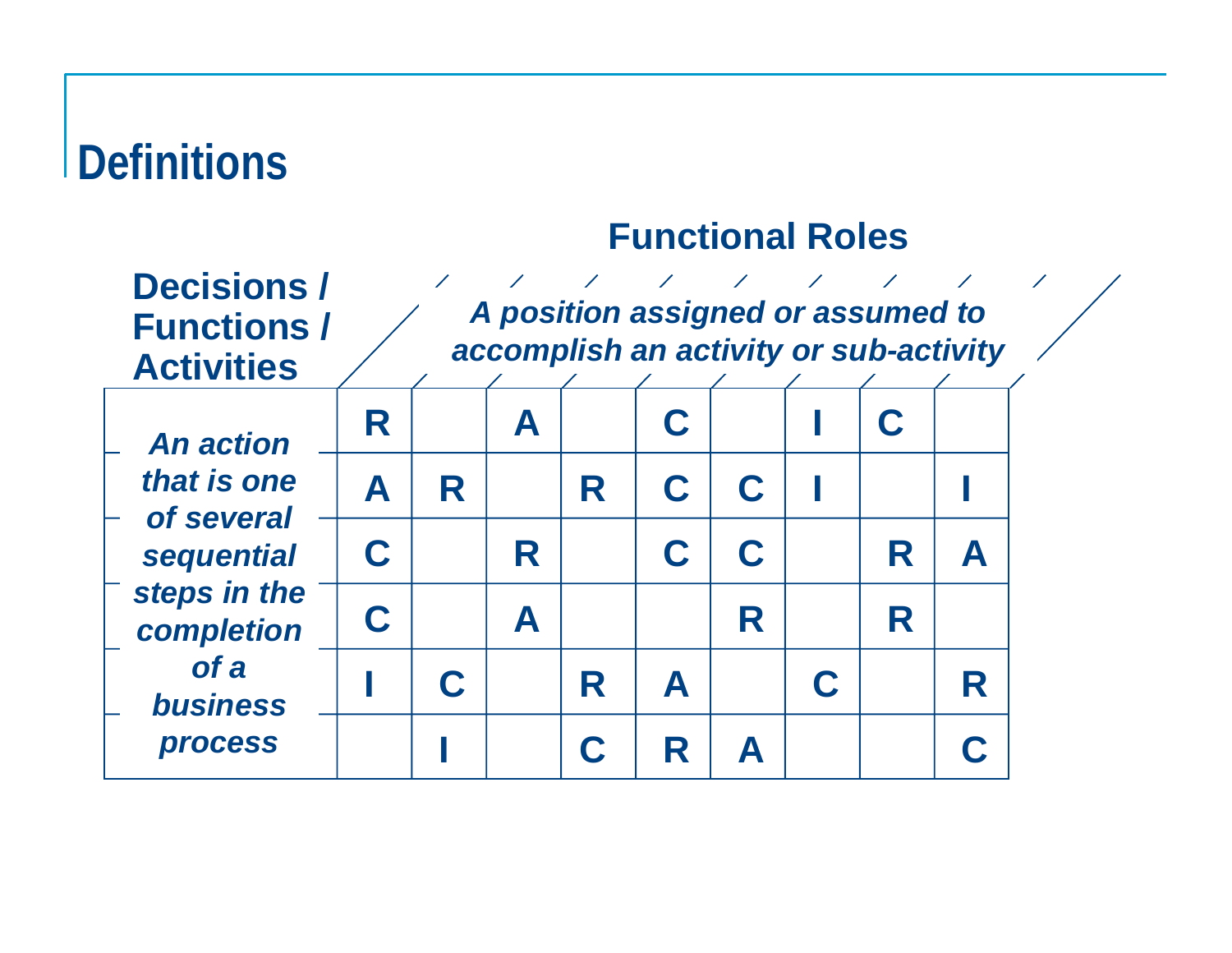# Definitions

**Functional Roles**

***A position assigned or assumed to accomplish an activity or sub-activity***

**Decisions / Functions / Activities**

***An action that is one of several sequential steps in the completion of a business process***

| | | | | | | | | |
|---|---|---|---|---|---|---|---|---|
| R | | A | | C | | I | C | |
| A | R | | R | C | C | I | | I |
| C | | R | | C | C | | R | A |
| C | | A | | | R | | R | |
| I | C | | R | A | | C | | R |
| | I | | C | R | A | | | C |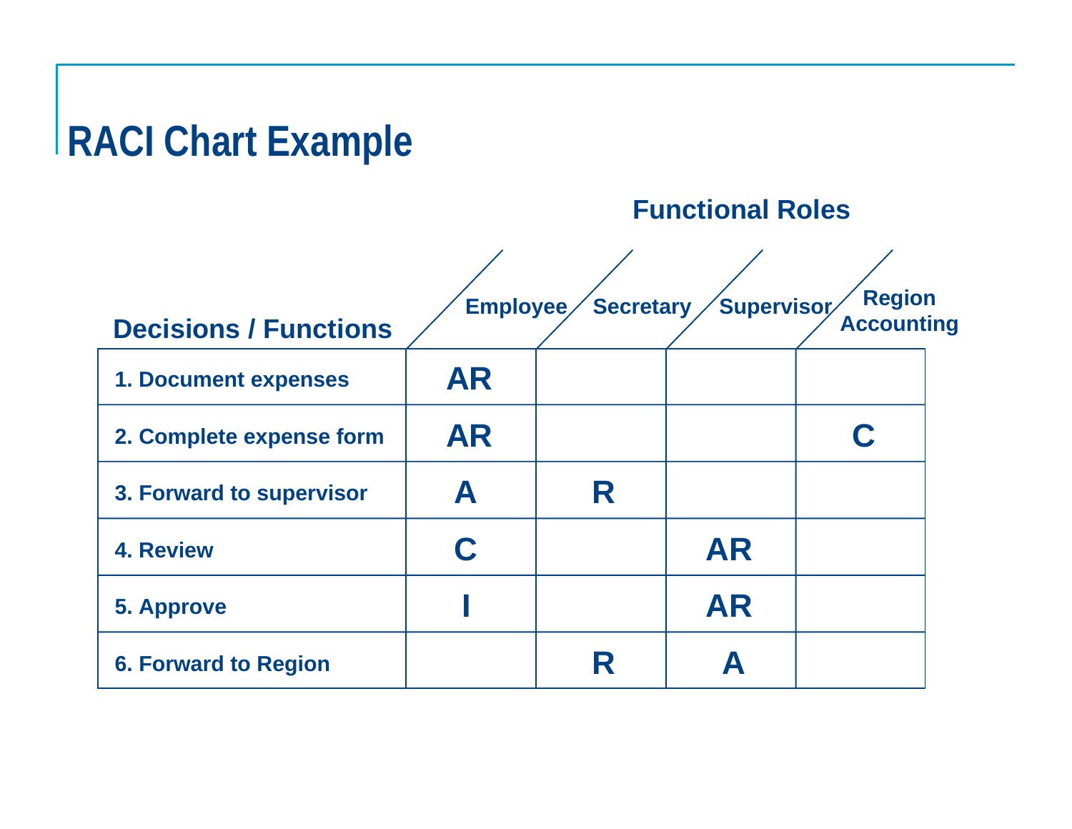# RACI Chart Example

**Functional Roles**

| Decisions / Functions | Employee | Secretary | Supervisor | Region Accounting |
|---|---|---|---|---|
| 1. Document expenses | AR | | | |
| 2. Complete expense form | AR | | | C |
| 3. Forward to supervisor | A | R | | |
| 4. Review | C | | AR | |
| 5. Approve | I | | AR | |
| 6. Forward to Region | | R | A | |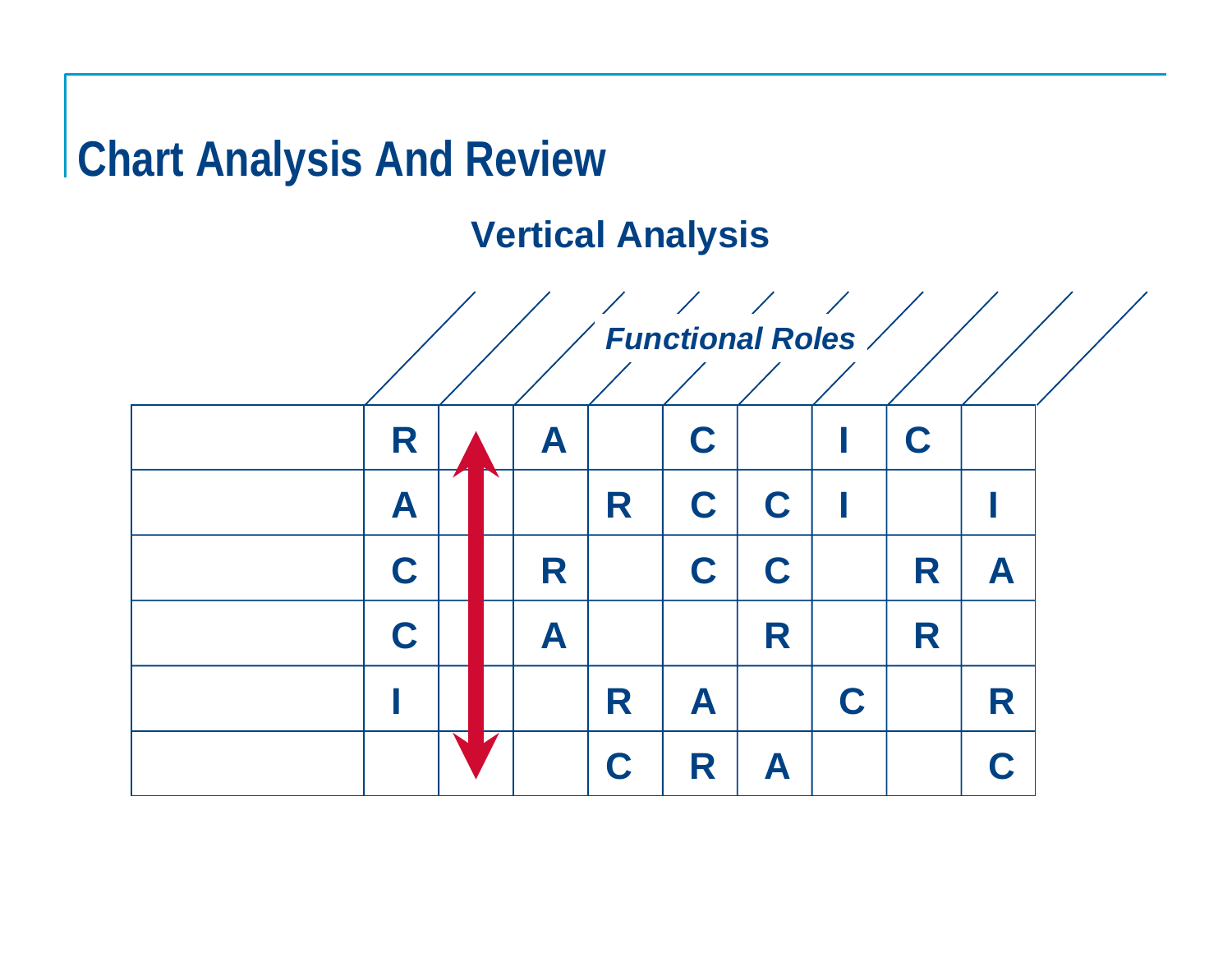# Chart Analysis And Review

## Vertical Analysis

*Functional Roles*

| | | | | | | | | | |
|---|---|---|---|---|---|---|---|---|---|
| | R | | A | | C | | I | C | |
| | A | | | R | C | C | I | | I |
| | C | | R | | C | C | | R | A |
| | C | | A | | | R | | R | |
| | I | | | R | A | | C | | R |
| | | | | C | R | A | | | C |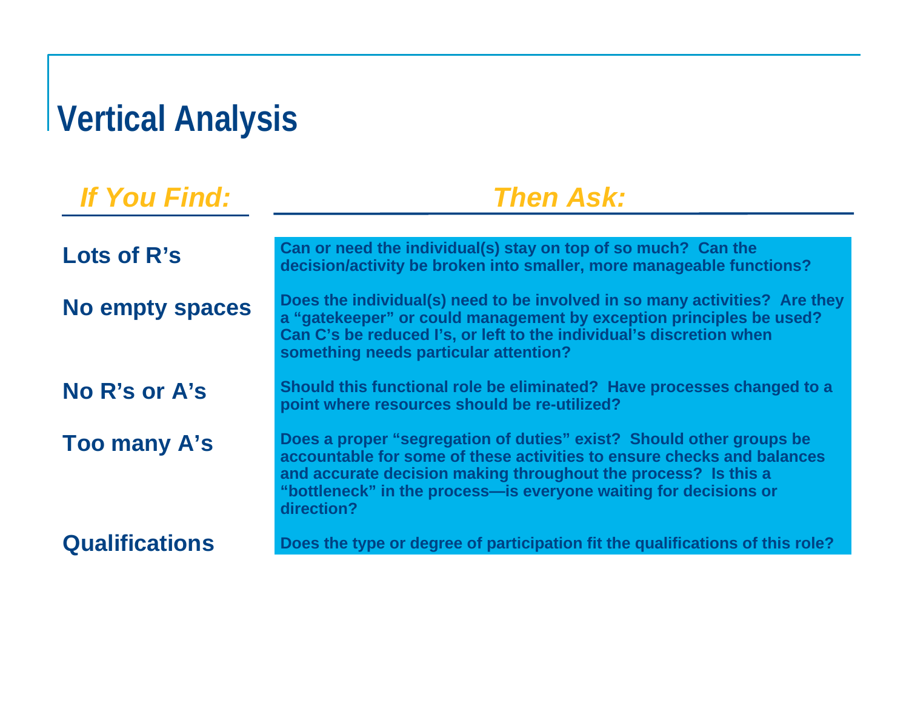# Vertical Analysis

| *If You Find:* | *Then Ask:* |
| --- | --- |
| **Lots of R's** | **Can or need the individual(s) stay on top of so much? Can the decision/activity be broken into smaller, more manageable functions?** |
| **No empty spaces** | **Does the individual(s) need to be involved in so many activities? Are they a "gatekeeper" or could management by exception principles be used? Can C's be reduced I's, or left to the individual's discretion when something needs particular attention?** |
| **No R's or A's** | **Should this functional role be eliminated? Have processes changed to a point where resources should be re-utilized?** |
| **Too many A's** | **Does a proper "segregation of duties" exist? Should other groups be accountable for some of these activities to ensure checks and balances and accurate decision making throughout the process? Is this a "bottleneck" in the process—is everyone waiting for decisions or direction?** |
| **Qualifications** | **Does the type or degree of participation fit the qualifications of this role?** |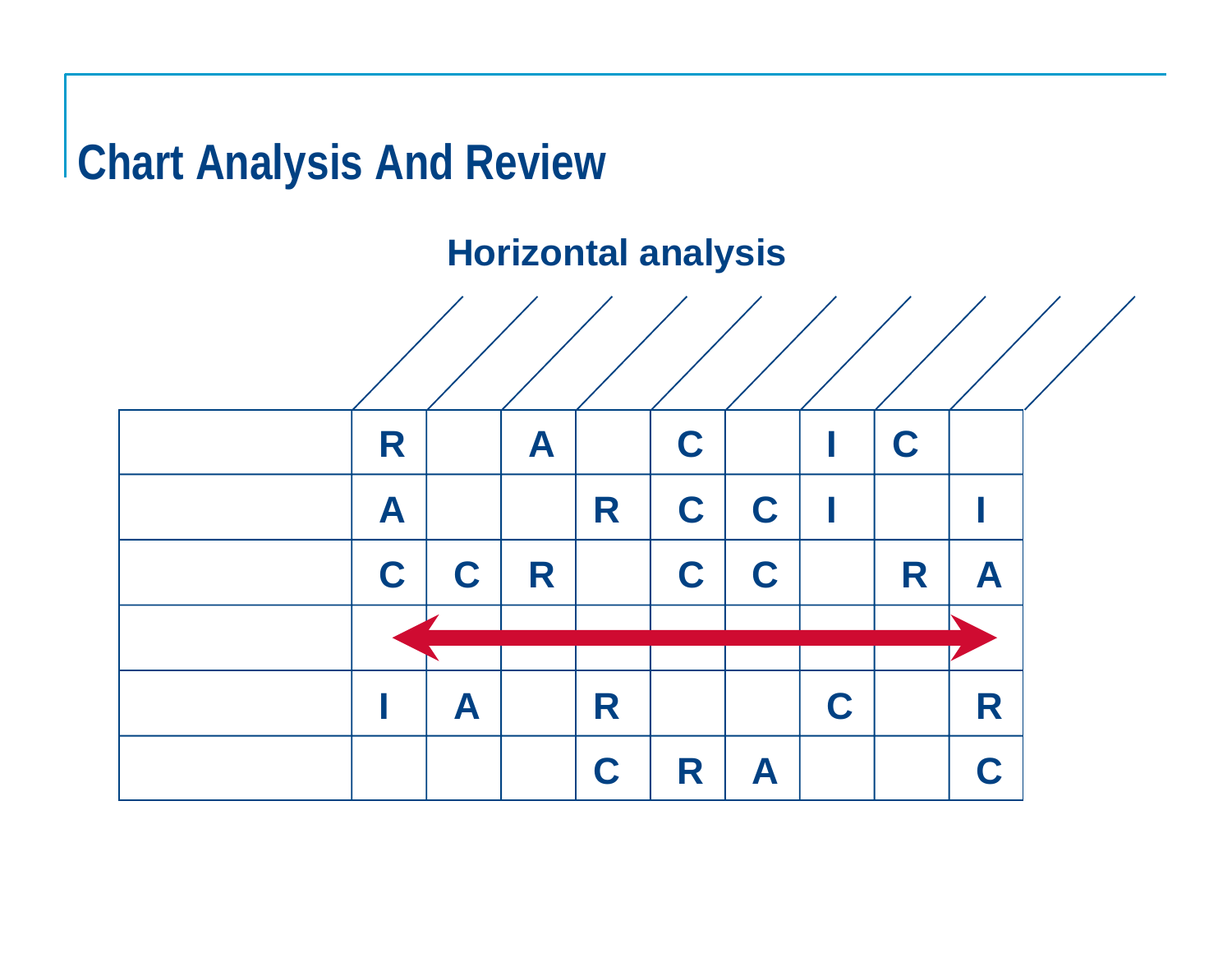# Chart Analysis And Review

**Horizontal analysis**

| | | | | | | | | | |
|---|---|---|---|---|---|---|---|---|---|
| | R | | A | | C | | I | C | |
| | A | | | R | C | C | I | | I |
| | C | C | R | | C | C | | R | A |
| | ⟷ | | | | | | | | |
| | I | A | | R | | | C | | R |
| | | | | C | R | A | | | C |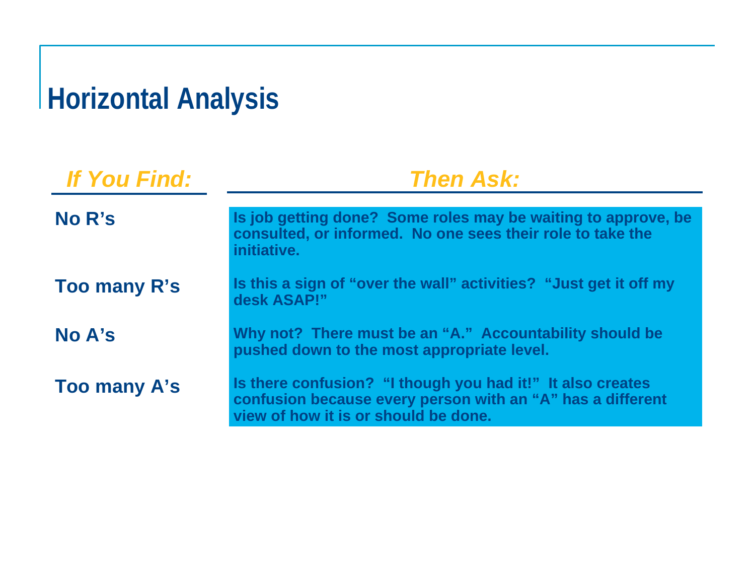# Horizontal Analysis

| *If You Find:* | *Then Ask:* |
| --- | --- |
| **No R's** | **Is job getting done? Some roles may be waiting to approve, be consulted, or informed. No one sees their role to take the initiative.** |
| **Too many R's** | **Is this a sign of "over the wall" activities? "Just get it off my desk ASAP!"** |
| **No A's** | **Why not? There must be an "A." Accountability should be pushed down to the most appropriate level.** |
| **Too many A's** | **Is there confusion? "I though you had it!" It also creates confusion because every person with an "A" has a different view of how it is or should be done.** |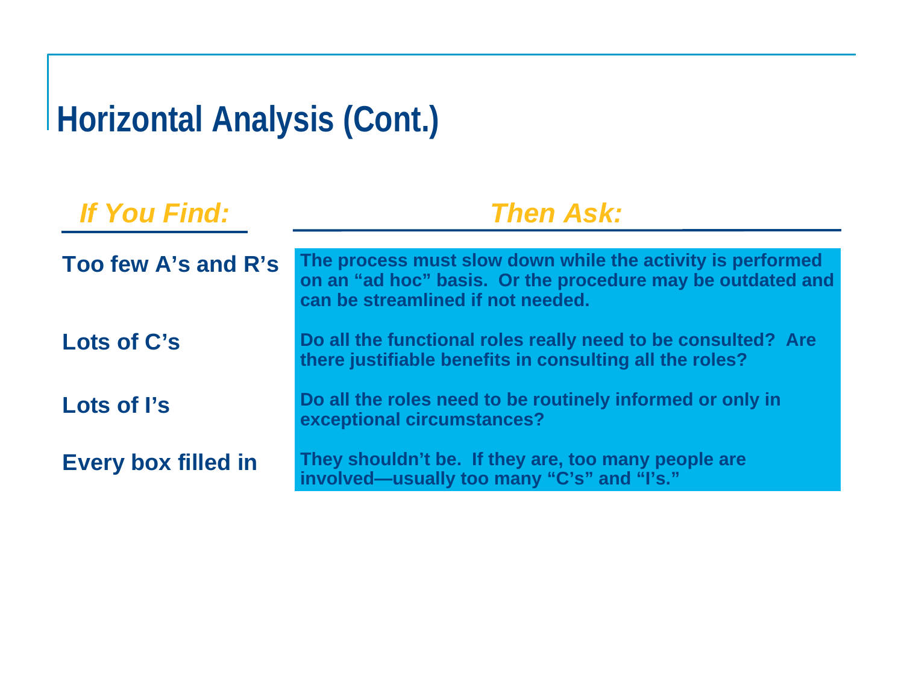# Horizontal Analysis (Cont.)

| *If You Find:* | *Then Ask:* |
|---|---|
| **Too few A's and R's** | **The process must slow down while the activity is performed on an "ad hoc" basis. Or the procedure may be outdated and can be streamlined if not needed.** |
| **Lots of C's** | **Do all the functional roles really need to be consulted? Are there justifiable benefits in consulting all the roles?** |
| **Lots of I's** | **Do all the roles need to be routinely informed or only in exceptional circumstances?** |
| **Every box filled in** | **They shouldn't be. If they are, too many people are involved—usually too many "C's" and "I's."** |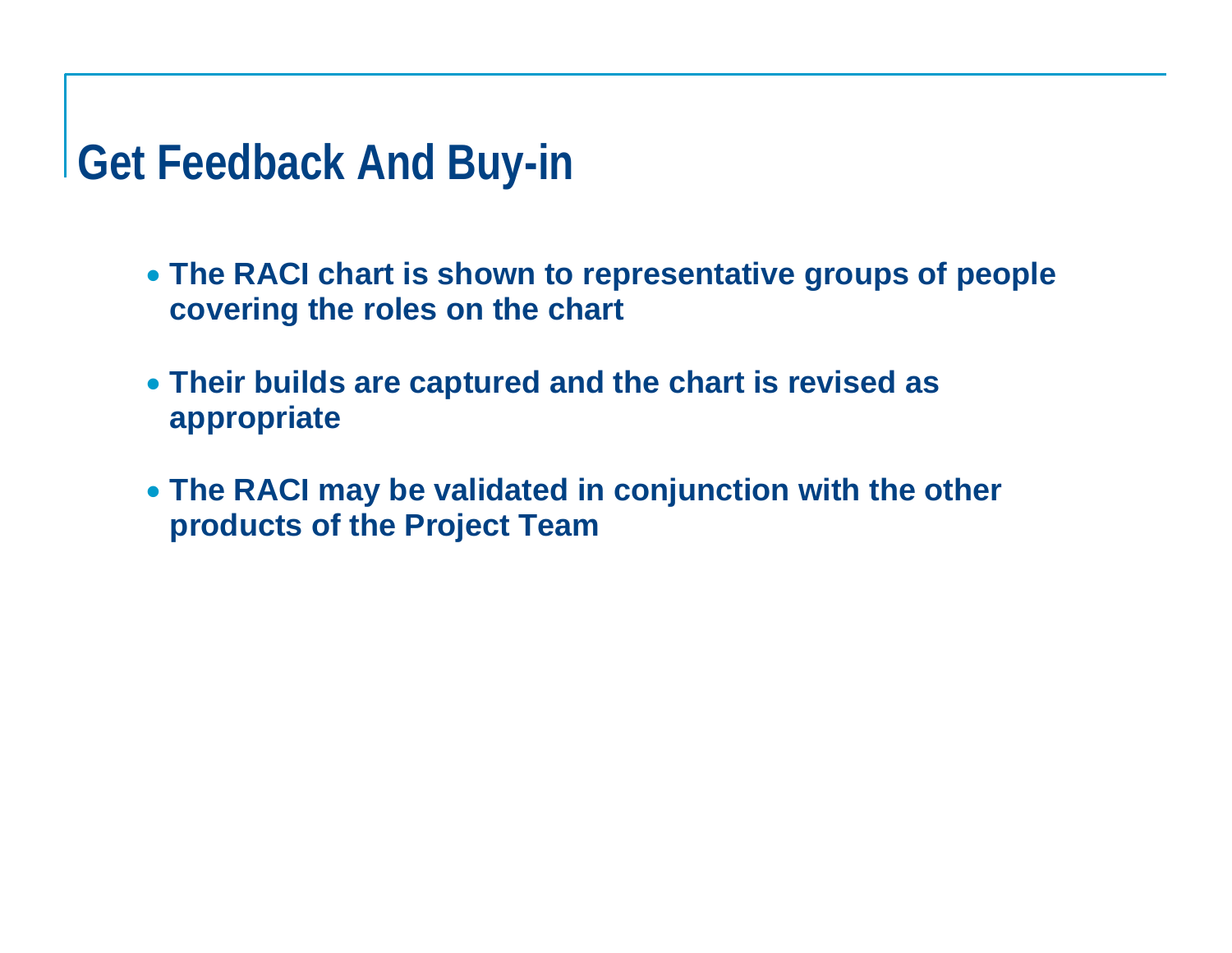# Get Feedback And Buy-in

- **The RACI chart is shown to representative groups of people covering the roles on the chart**
- **Their builds are captured and the chart is revised as appropriate**
- **The RACI may be validated in conjunction with the other products of the Project Team**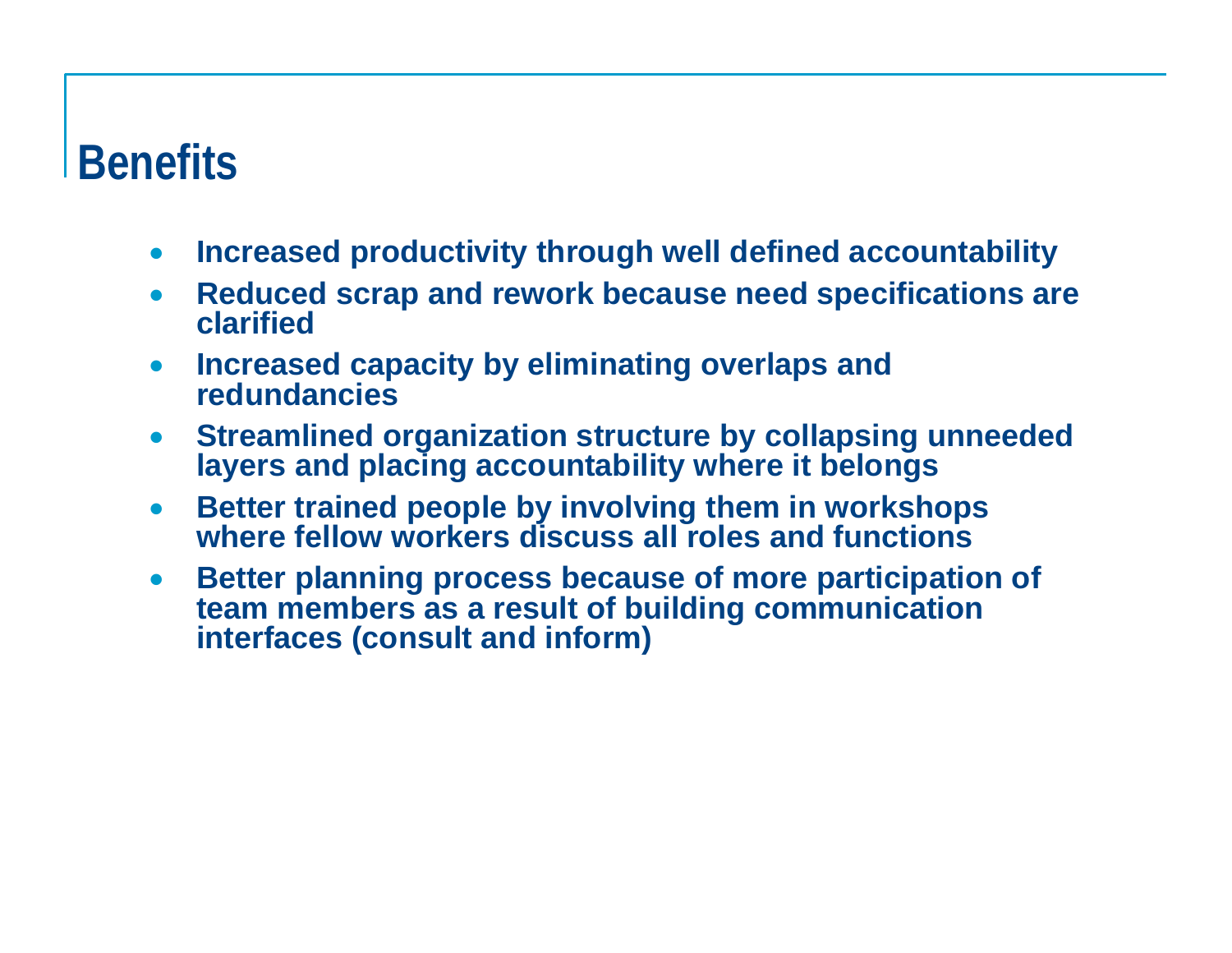# Benefits

- **Increased productivity through well defined accountability**
- **Reduced scrap and rework because need specifications are clarified**
- **Increased capacity by eliminating overlaps and redundancies**
- **Streamlined organization structure by collapsing unneeded layers and placing accountability where it belongs**
- **Better trained people by involving them in workshops where fellow workers discuss all roles and functions**
- **Better planning process because of more participation of team members as a result of building communication interfaces (consult and inform)**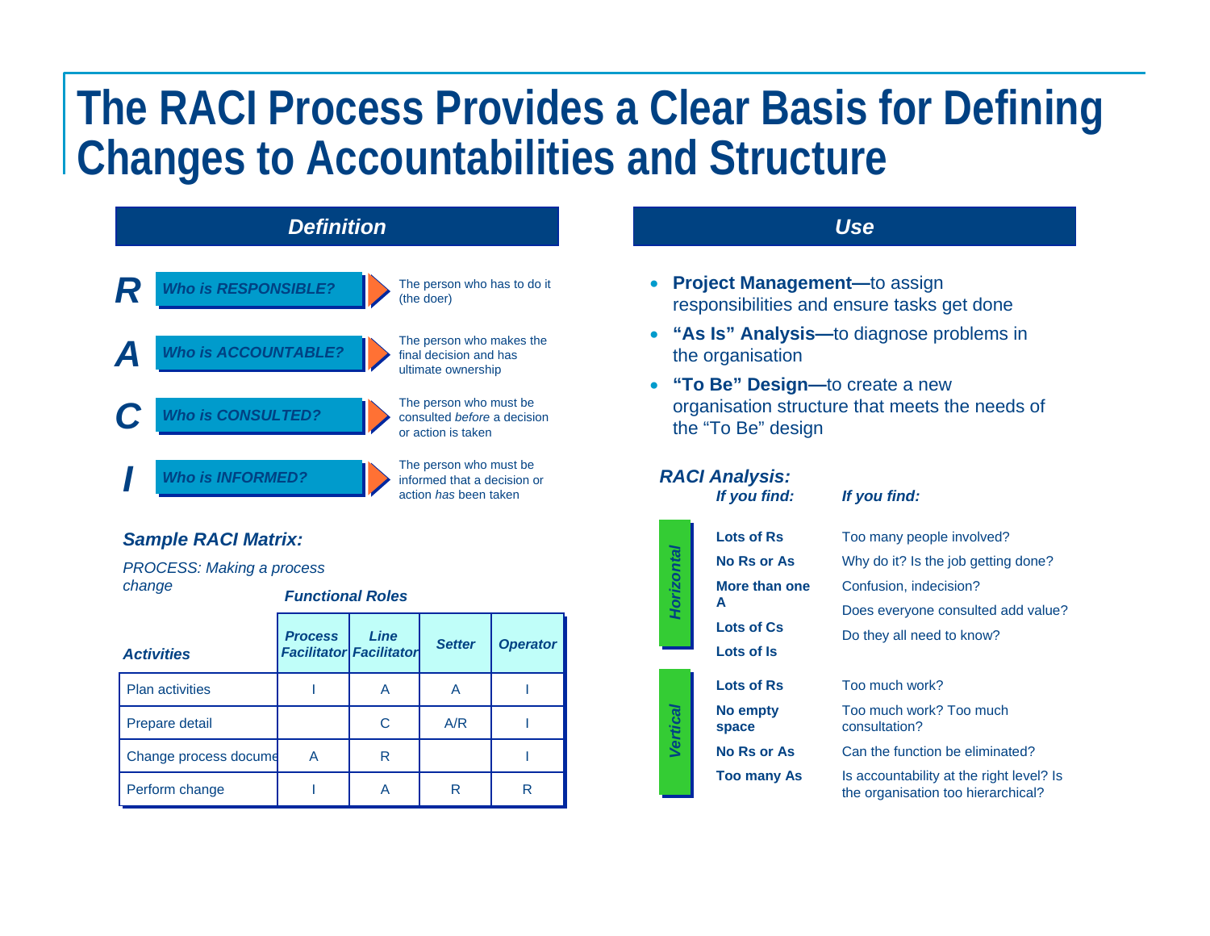# The RACI Process Provides a Clear Basis for Defining Changes to Accountabilities and Structure

## Definition

**R** — *Who is RESPONSIBLE?* — The person who has to do it (the doer)

**A** — *Who is ACCOUNTABLE?* — The person who makes the final decision and has ultimate ownership

**C** — *Who is CONSULTED?* — The person who must be consulted *before* a decision or action is taken

**I** — *Who is INFORMED?* — The person who must be informed that a decision or action *has* been taken

### *Sample RACI Matrix:*

*PROCESS: Making a process change*

| *Activities* | *Process Facilitator* | *Line Facilitator* | *Setter* | *Operator* |
|---|---|---|---|---|
| | *Functional Roles* | | | |
| Plan activities | I | A | A | I |
| Prepare detail | | C | A/R | I |
| Change process docume | A | R | | I |
| Perform change | I | A | R | R |

## Use

- **Project Management—**to assign responsibilities and ensure tasks get done
- **"As Is" Analysis—**to diagnose problems in the organisation
- **"To Be" Design—**to create a new organisation structure that meets the needs of the "To Be" design

### *RACI Analysis:*

| | *If you find:* | *If you find:* |
|---|---|---|
| *Horizontal* | **Lots of Rs** | Too many people involved? |
| | **No Rs or As** | Why do it? Is the job getting done? |
| | **More than one A** | Confusion, indecision? |
| | **Lots of Cs** | Does everyone consulted add value? |
| | **Lots of Is** | Do they all need to know? |
| *Vertical* | **Lots of Rs** | Too much work? |
| | **No empty space** | Too much work? Too much consultation? |
| | **No Rs or As** | Can the function be eliminated? |
| | **Too many As** | Is accountability at the right level? Is the organisation too hierarchical? |